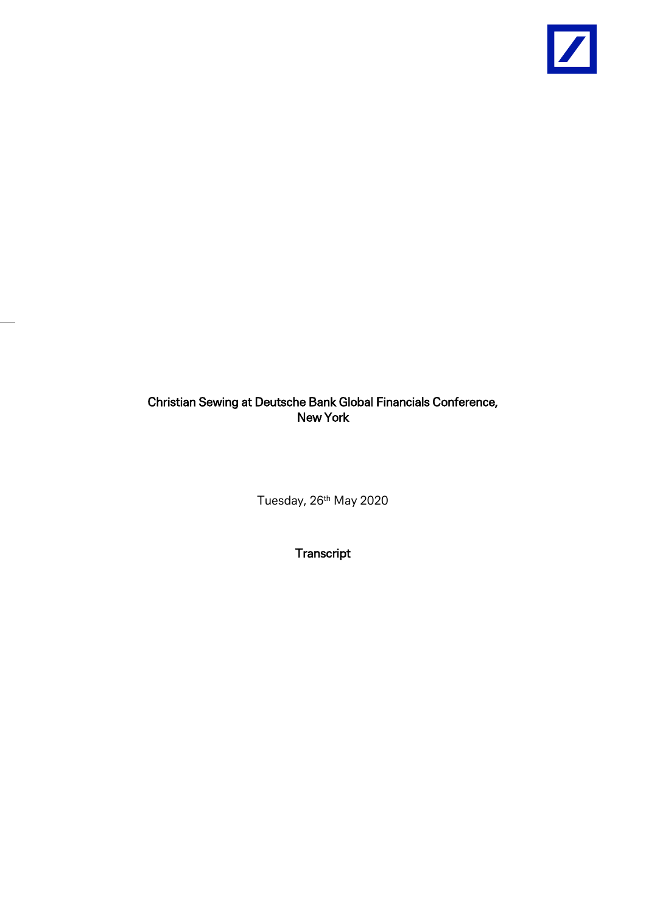# Christian Sewing at Deutsche Bank Global Financials Conference, New York

Tuesday, 26th May 2020

Transcript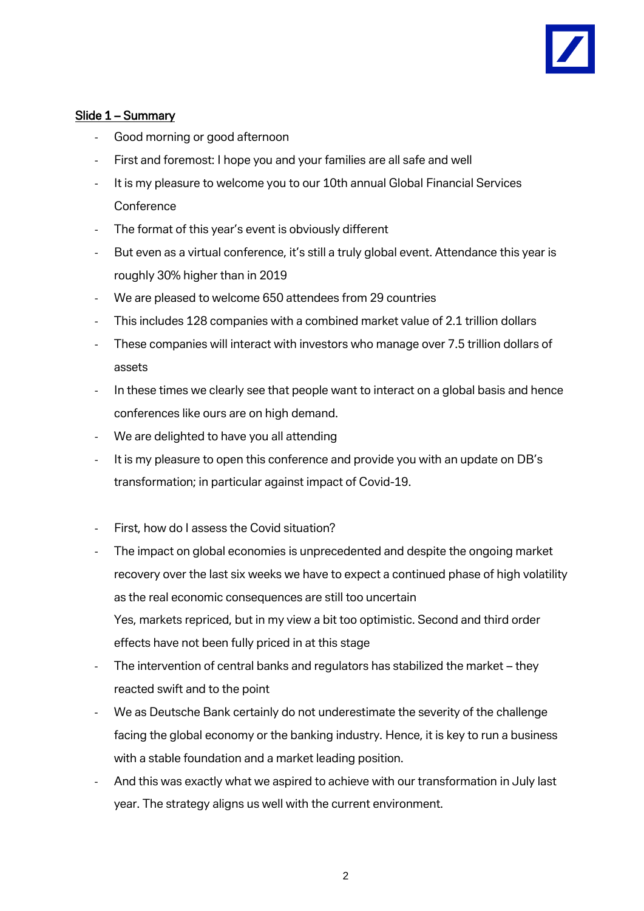Slide 1 – Summary

- Good morning or good afternoon
- First and foremost: I hope you and your families are all safe and well
- It is my pleasure to welcome you to our 10th annual Global Financial Services Conference
- The format of this year's event is obviously different
- But even as a virtual conference, it's still a truly global event. Attendance this year is roughly 30% higher than in 2019
- We are pleased to welcome 650 attendees from 29 countries
- This includes 128 companies with a combined market value of 2.1 trillion dollars
- These companies will interact with investors who manage over 7.5 trillion dollars of assets
- In these times we clearly see that people want to interact on a global basis and hence conferences like ours are on high demand.
- We are delighted to have you all attending
- It is my pleasure to open this conference and provide you with an update on DB's transformation; in particular against impact of Covid-19.

- First, how do I assess the Covid situation?
- The impact on global economies is unprecedented and despite the ongoing market recovery over the last six weeks we have to expect a continued phase of high volatility as the real economic consequences are still too uncertain
  Yes, markets repriced, but in my view a bit too optimistic. Second and third order effects have not been fully priced in at this stage
- The intervention of central banks and regulators has stabilized the market – they reacted swift and to the point
- We as Deutsche Bank certainly do not underestimate the severity of the challenge facing the global economy or the banking industry. Hence, it is key to run a business with a stable foundation and a market leading position.
- And this was exactly what we aspired to achieve with our transformation in July last year. The strategy aligns us well with the current environment.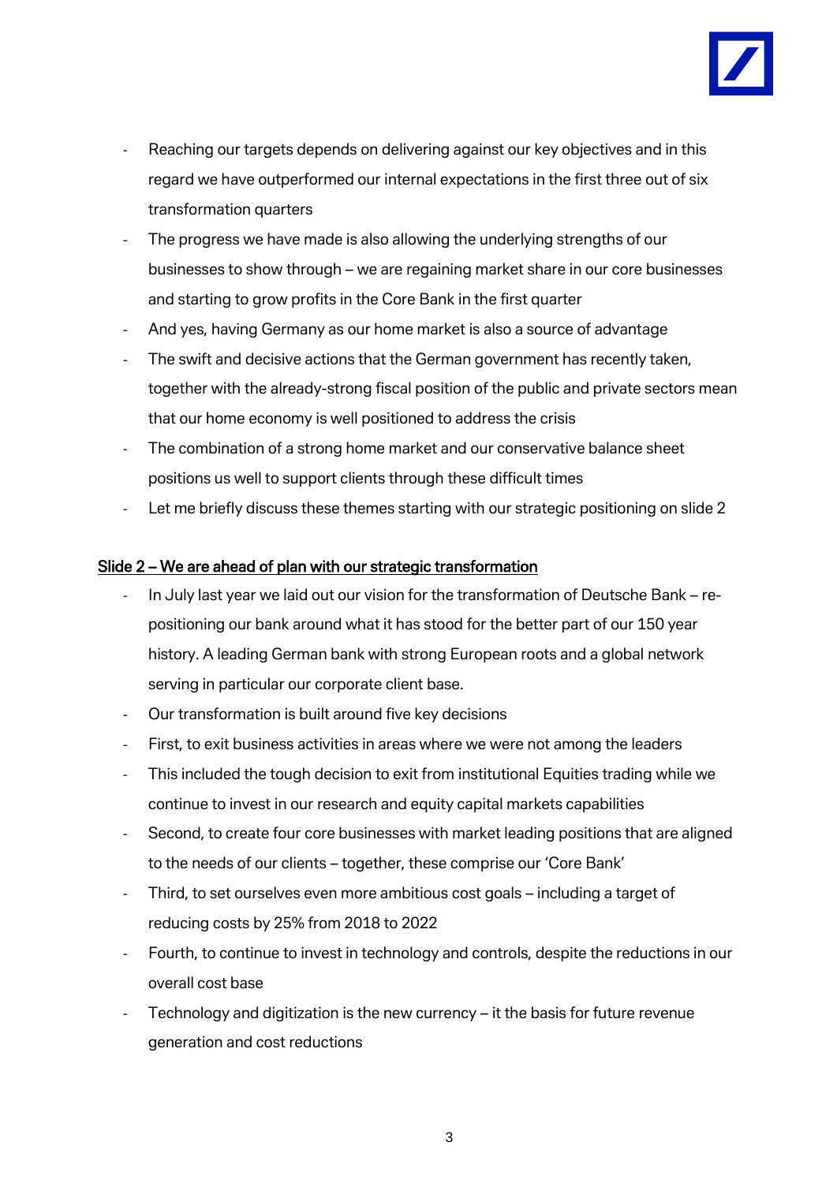- Reaching our targets depends on delivering against our key objectives and in this regard we have outperformed our internal expectations in the first three out of six transformation quarters
- The progress we have made is also allowing the underlying strengths of our businesses to show through – we are regaining market share in our core businesses and starting to grow profits in the Core Bank in the first quarter
- And yes, having Germany as our home market is also a source of advantage
- The swift and decisive actions that the German government has recently taken, together with the already-strong fiscal position of the public and private sectors mean that our home economy is well positioned to address the crisis
- The combination of a strong home market and our conservative balance sheet positions us well to support clients through these difficult times
- Let me briefly discuss these themes starting with our strategic positioning on slide 2

<u>Slide 2 – We are ahead of plan with our strategic transformation</u>

- In July last year we laid out our vision for the transformation of Deutsche Bank – re-positioning our bank around what it has stood for the better part of our 150 year history. A leading German bank with strong European roots and a global network serving in particular our corporate client base.
- Our transformation is built around five key decisions
- First, to exit business activities in areas where we were not among the leaders
- This included the tough decision to exit from institutional Equities trading while we continue to invest in our research and equity capital markets capabilities
- Second, to create four core businesses with market leading positions that are aligned to the needs of our clients – together, these comprise our 'Core Bank'
- Third, to set ourselves even more ambitious cost goals – including a target of reducing costs by 25% from 2018 to 2022
- Fourth, to continue to invest in technology and controls, despite the reductions in our overall cost base
- Technology and digitization is the new currency – it the basis for future revenue generation and cost reductions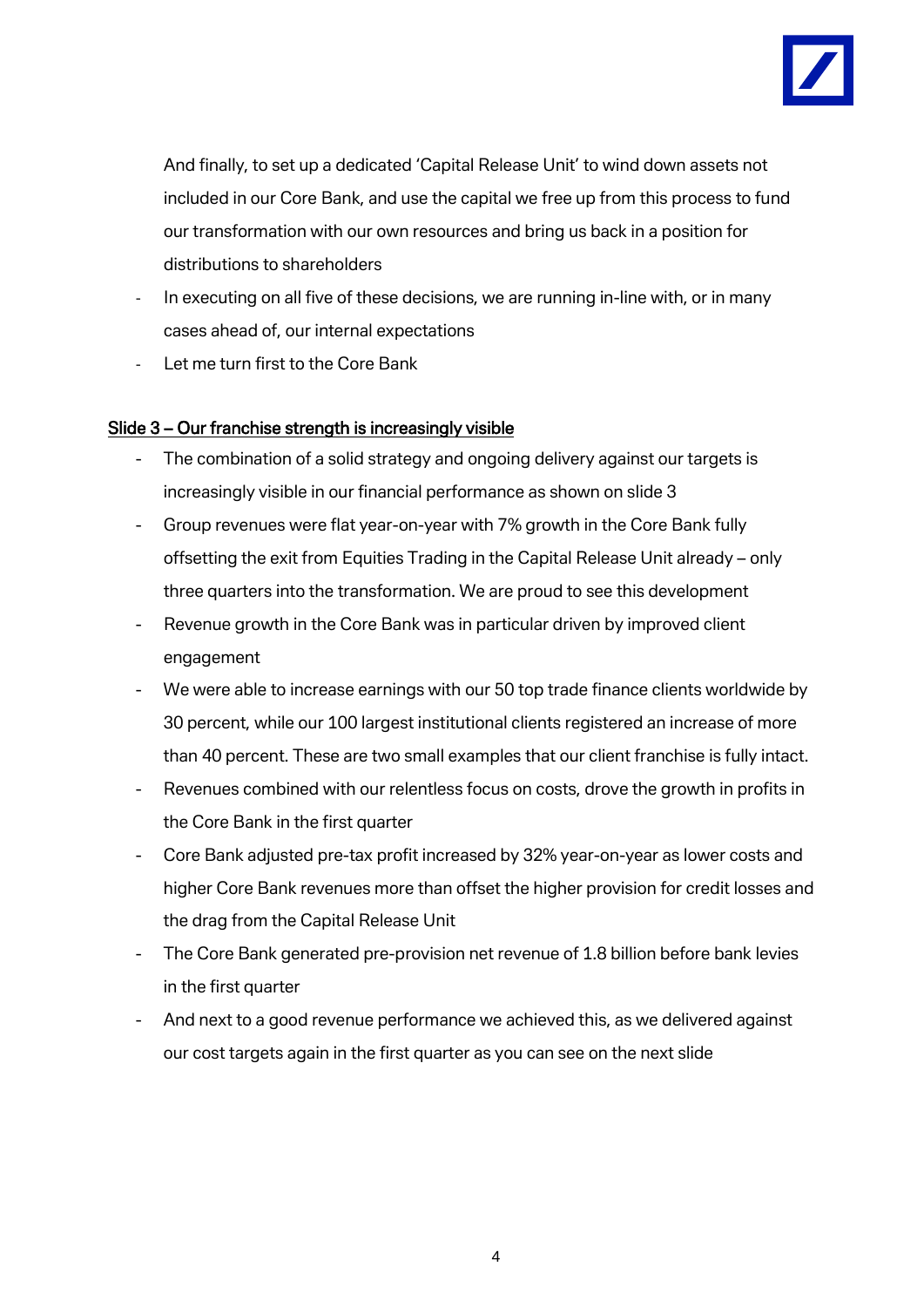And finally, to set up a dedicated 'Capital Release Unit' to wind down assets not included in our Core Bank, and use the capital we free up from this process to fund our transformation with our own resources and bring us back in a position for distributions to shareholders

- In executing on all five of these decisions, we are running in-line with, or in many cases ahead of, our internal expectations
- Let me turn first to the Core Bank

<u>Slide 3 – Our franchise strength is increasingly visible</u>

- The combination of a solid strategy and ongoing delivery against our targets is increasingly visible in our financial performance as shown on slide 3
- Group revenues were flat year-on-year with 7% growth in the Core Bank fully offsetting the exit from Equities Trading in the Capital Release Unit already – only three quarters into the transformation. We are proud to see this development
- Revenue growth in the Core Bank was in particular driven by improved client engagement
- We were able to increase earnings with our 50 top trade finance clients worldwide by 30 percent, while our 100 largest institutional clients registered an increase of more than 40 percent. These are two small examples that our client franchise is fully intact.
- Revenues combined with our relentless focus on costs, drove the growth in profits in the Core Bank in the first quarter
- Core Bank adjusted pre-tax profit increased by 32% year-on-year as lower costs and higher Core Bank revenues more than offset the higher provision for credit losses and the drag from the Capital Release Unit
- The Core Bank generated pre-provision net revenue of 1.8 billion before bank levies in the first quarter
- And next to a good revenue performance we achieved this, as we delivered against our cost targets again in the first quarter as you can see on the next slide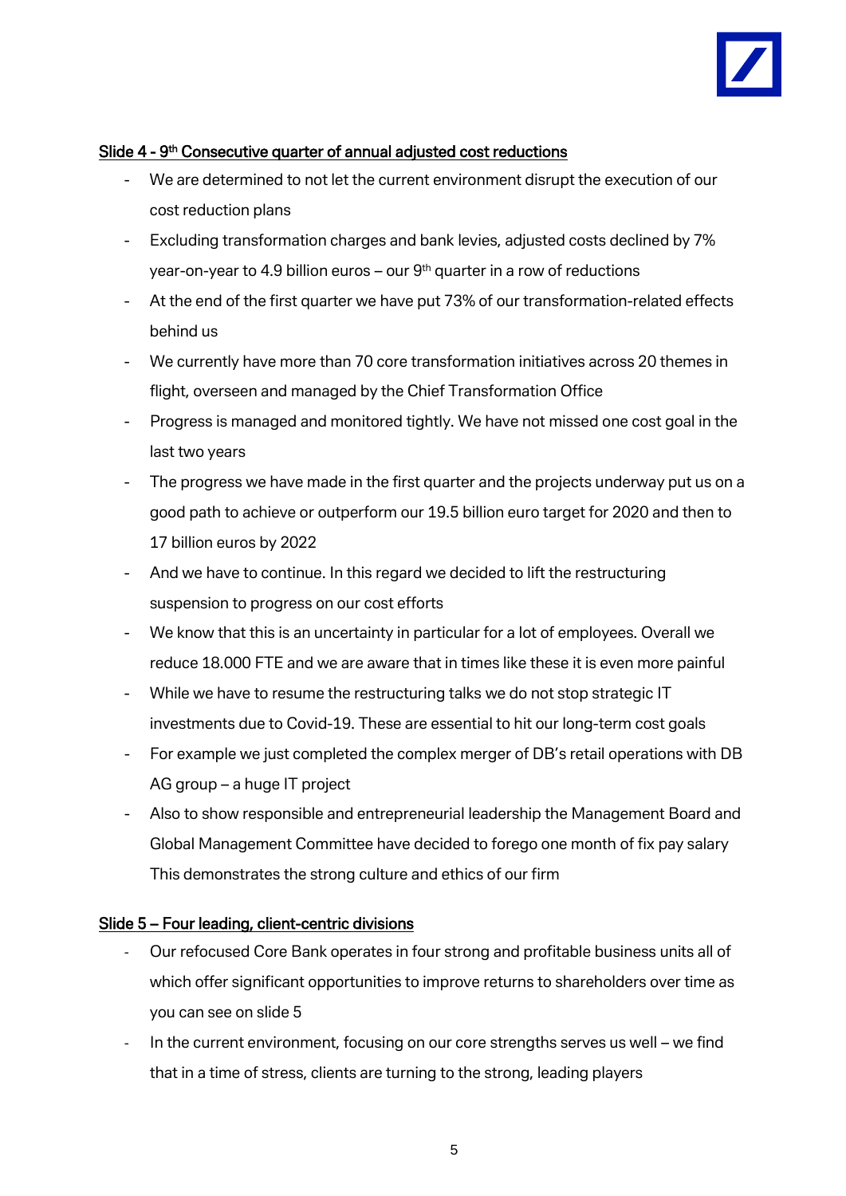## Slide 4 - 9th Consecutive quarter of annual adjusted cost reductions

- We are determined to not let the current environment disrupt the execution of our cost reduction plans
- Excluding transformation charges and bank levies, adjusted costs declined by 7% year-on-year to 4.9 billion euros – our 9th quarter in a row of reductions
- At the end of the first quarter we have put 73% of our transformation-related effects behind us
- We currently have more than 70 core transformation initiatives across 20 themes in flight, overseen and managed by the Chief Transformation Office
- Progress is managed and monitored tightly. We have not missed one cost goal in the last two years
- The progress we have made in the first quarter and the projects underway put us on a good path to achieve or outperform our 19.5 billion euro target for 2020 and then to 17 billion euros by 2022
- And we have to continue. In this regard we decided to lift the restructuring suspension to progress on our cost efforts
- We know that this is an uncertainty in particular for a lot of employees. Overall we reduce 18.000 FTE and we are aware that in times like these it is even more painful
- While we have to resume the restructuring talks we do not stop strategic IT investments due to Covid-19. These are essential to hit our long-term cost goals
- For example we just completed the complex merger of DB's retail operations with DB AG group – a huge IT project
- Also to show responsible and entrepreneurial leadership the Management Board and Global Management Committee have decided to forego one month of fix pay salary This demonstrates the strong culture and ethics of our firm

## Slide 5 – Four leading, client-centric divisions

- Our refocused Core Bank operates in four strong and profitable business units all of which offer significant opportunities to improve returns to shareholders over time as you can see on slide 5
- In the current environment, focusing on our core strengths serves us well – we find that in a time of stress, clients are turning to the strong, leading players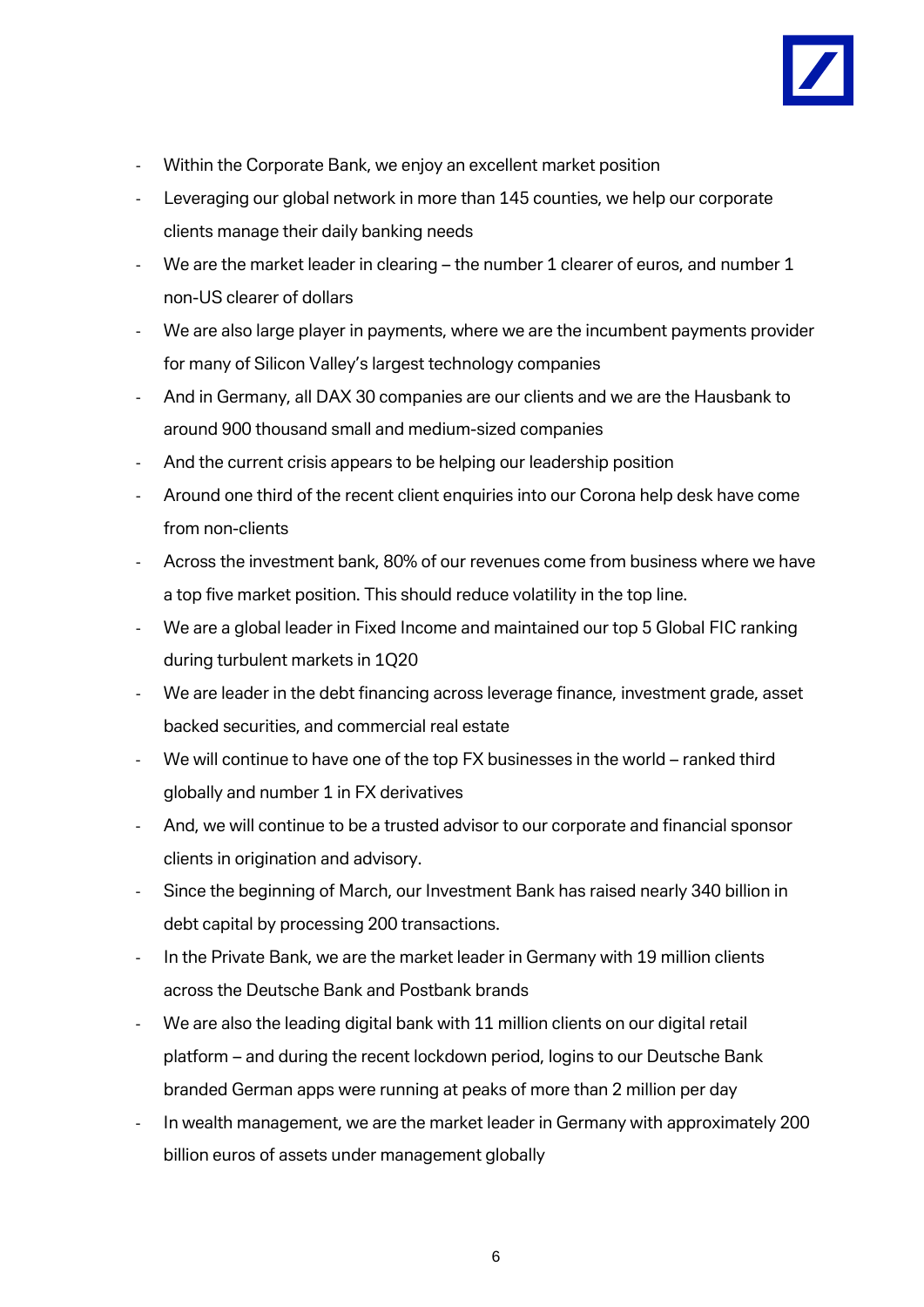- Within the Corporate Bank, we enjoy an excellent market position
- Leveraging our global network in more than 145 counties, we help our corporate clients manage their daily banking needs
- We are the market leader in clearing – the number 1 clearer of euros, and number 1 non-US clearer of dollars
- We are also large player in payments, where we are the incumbent payments provider for many of Silicon Valley's largest technology companies
- And in Germany, all DAX 30 companies are our clients and we are the Hausbank to around 900 thousand small and medium-sized companies
- And the current crisis appears to be helping our leadership position
- Around one third of the recent client enquiries into our Corona help desk have come from non-clients
- Across the investment bank, 80% of our revenues come from business where we have a top five market position. This should reduce volatility in the top line.
- We are a global leader in Fixed Income and maintained our top 5 Global FIC ranking during turbulent markets in 1Q20
- We are leader in the debt financing across leverage finance, investment grade, asset backed securities, and commercial real estate
- We will continue to have one of the top FX businesses in the world – ranked third globally and number 1 in FX derivatives
- And, we will continue to be a trusted advisor to our corporate and financial sponsor clients in origination and advisory.
- Since the beginning of March, our Investment Bank has raised nearly 340 billion in debt capital by processing 200 transactions.
- In the Private Bank, we are the market leader in Germany with 19 million clients across the Deutsche Bank and Postbank brands
- We are also the leading digital bank with 11 million clients on our digital retail platform – and during the recent lockdown period, logins to our Deutsche Bank branded German apps were running at peaks of more than 2 million per day
- In wealth management, we are the market leader in Germany with approximately 200 billion euros of assets under management globally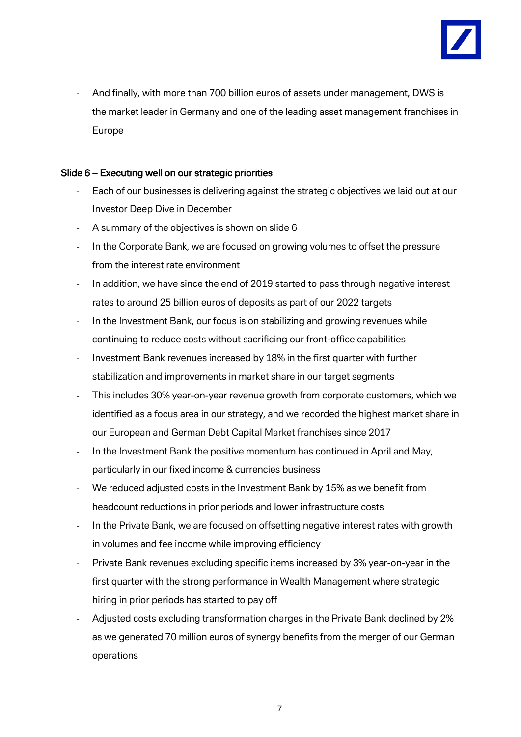- And finally, with more than 700 billion euros of assets under management, DWS is the market leader in Germany and one of the leading asset management franchises in Europe

<u>Slide 6 – Executing well on our strategic priorities</u>

- Each of our businesses is delivering against the strategic objectives we laid out at our Investor Deep Dive in December
- A summary of the objectives is shown on slide 6
- In the Corporate Bank, we are focused on growing volumes to offset the pressure from the interest rate environment
- In addition, we have since the end of 2019 started to pass through negative interest rates to around 25 billion euros of deposits as part of our 2022 targets
- In the Investment Bank, our focus is on stabilizing and growing revenues while continuing to reduce costs without sacrificing our front-office capabilities
- Investment Bank revenues increased by 18% in the first quarter with further stabilization and improvements in market share in our target segments
- This includes 30% year-on-year revenue growth from corporate customers, which we identified as a focus area in our strategy, and we recorded the highest market share in our European and German Debt Capital Market franchises since 2017
- In the Investment Bank the positive momentum has continued in April and May, particularly in our fixed income & currencies business
- We reduced adjusted costs in the Investment Bank by 15% as we benefit from headcount reductions in prior periods and lower infrastructure costs
- In the Private Bank, we are focused on offsetting negative interest rates with growth in volumes and fee income while improving efficiency
- Private Bank revenues excluding specific items increased by 3% year-on-year in the first quarter with the strong performance in Wealth Management where strategic hiring in prior periods has started to pay off
- Adjusted costs excluding transformation charges in the Private Bank declined by 2% as we generated 70 million euros of synergy benefits from the merger of our German operations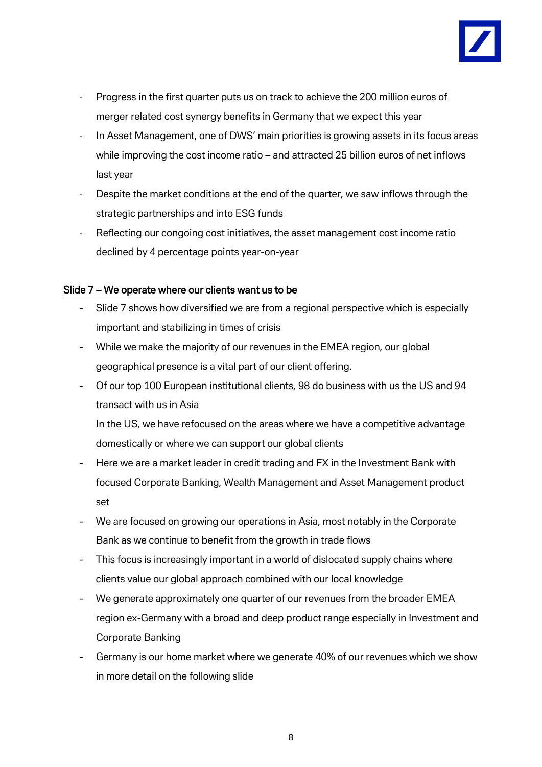- Progress in the first quarter puts us on track to achieve the 200 million euros of merger related cost synergy benefits in Germany that we expect this year
- In Asset Management, one of DWS' main priorities is growing assets in its focus areas while improving the cost income ratio – and attracted 25 billion euros of net inflows last year
- Despite the market conditions at the end of the quarter, we saw inflows through the strategic partnerships and into ESG funds
- Reflecting our congoing cost initiatives, the asset management cost income ratio declined by 4 percentage points year-on-year

<u>Slide 7 – We operate where our clients want us to be</u>

- Slide 7 shows how diversified we are from a regional perspective which is especially important and stabilizing in times of crisis
- While we make the majority of our revenues in the EMEA region, our global geographical presence is a vital part of our client offering.
- Of our top 100 European institutional clients, 98 do business with us the US and 94 transact with us in Asia

  In the US, we have refocused on the areas where we have a competitive advantage domestically or where we can support our global clients
- Here we are a market leader in credit trading and FX in the Investment Bank with focused Corporate Banking, Wealth Management and Asset Management product set
- We are focused on growing our operations in Asia, most notably in the Corporate Bank as we continue to benefit from the growth in trade flows
- This focus is increasingly important in a world of dislocated supply chains where clients value our global approach combined with our local knowledge
- We generate approximately one quarter of our revenues from the broader EMEA region ex-Germany with a broad and deep product range especially in Investment and Corporate Banking
- Germany is our home market where we generate 40% of our revenues which we show in more detail on the following slide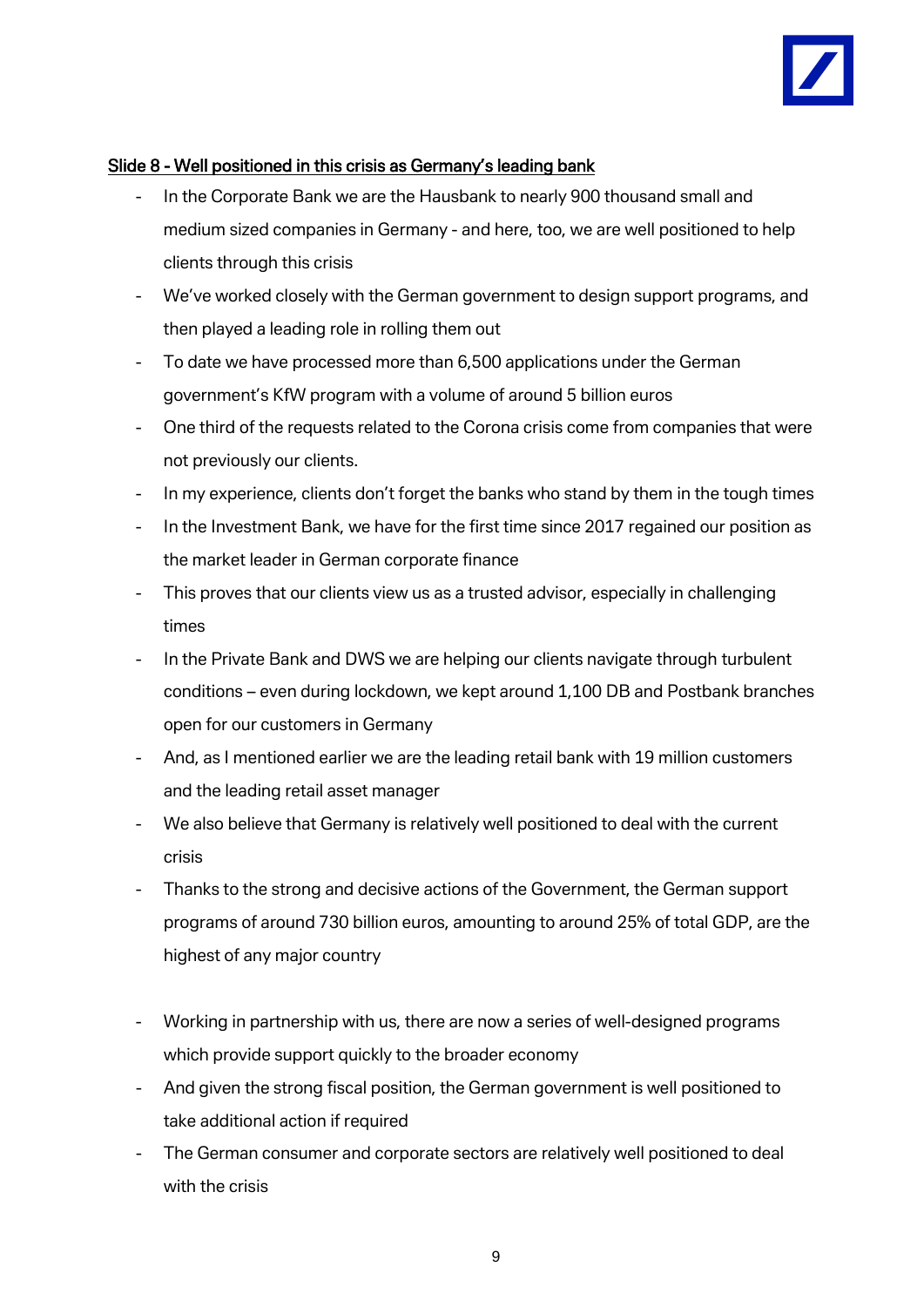<u>Slide 8 - Well positioned in this crisis as Germany's leading bank</u>

- In the Corporate Bank we are the Hausbank to nearly 900 thousand small and medium sized companies in Germany - and here, too, we are well positioned to help clients through this crisis
- We've worked closely with the German government to design support programs, and then played a leading role in rolling them out
- To date we have processed more than 6,500 applications under the German government's KfW program with a volume of around 5 billion euros
- One third of the requests related to the Corona crisis come from companies that were not previously our clients.
- In my experience, clients don't forget the banks who stand by them in the tough times
- In the Investment Bank, we have for the first time since 2017 regained our position as the market leader in German corporate finance
- This proves that our clients view us as a trusted advisor, especially in challenging times
- In the Private Bank and DWS we are helping our clients navigate through turbulent conditions – even during lockdown, we kept around 1,100 DB and Postbank branches open for our customers in Germany
- And, as I mentioned earlier we are the leading retail bank with 19 million customers and the leading retail asset manager
- We also believe that Germany is relatively well positioned to deal with the current crisis
- Thanks to the strong and decisive actions of the Government, the German support programs of around 730 billion euros, amounting to around 25% of total GDP, are the highest of any major country
- Working in partnership with us, there are now a series of well-designed programs which provide support quickly to the broader economy
- And given the strong fiscal position, the German government is well positioned to take additional action if required
- The German consumer and corporate sectors are relatively well positioned to deal with the crisis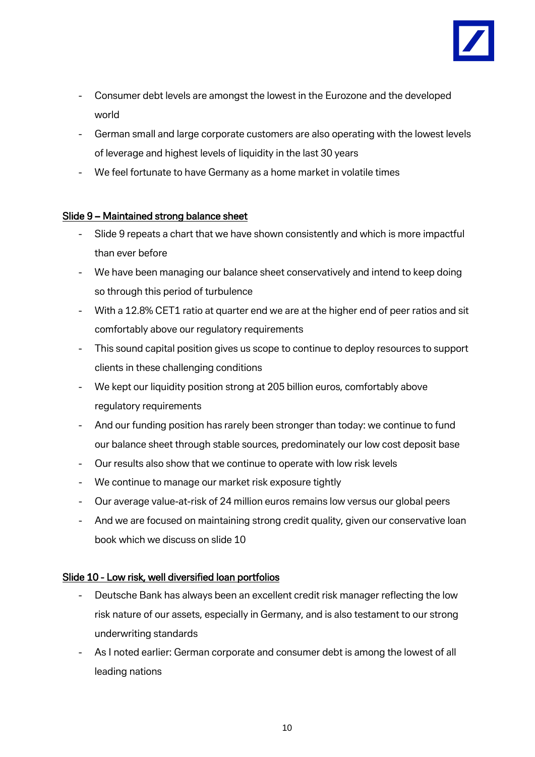- Consumer debt levels are amongst the lowest in the Eurozone and the developed world
- German small and large corporate customers are also operating with the lowest levels of leverage and highest levels of liquidity in the last 30 years
- We feel fortunate to have Germany as a home market in volatile times

<u>Slide 9 – Maintained strong balance sheet</u>

- Slide 9 repeats a chart that we have shown consistently and which is more impactful than ever before
- We have been managing our balance sheet conservatively and intend to keep doing so through this period of turbulence
- With a 12.8% CET1 ratio at quarter end we are at the higher end of peer ratios and sit comfortably above our regulatory requirements
- This sound capital position gives us scope to continue to deploy resources to support clients in these challenging conditions
- We kept our liquidity position strong at 205 billion euros, comfortably above regulatory requirements
- And our funding position has rarely been stronger than today: we continue to fund our balance sheet through stable sources, predominately our low cost deposit base
- Our results also show that we continue to operate with low risk levels
- We continue to manage our market risk exposure tightly
- Our average value-at-risk of 24 million euros remains low versus our global peers
- And we are focused on maintaining strong credit quality, given our conservative loan book which we discuss on slide 10

<u>Slide 10 - Low risk, well diversified loan portfolios</u>

- Deutsche Bank has always been an excellent credit risk manager reflecting the low risk nature of our assets, especially in Germany, and is also testament to our strong underwriting standards
- As I noted earlier: German corporate and consumer debt is among the lowest of all leading nations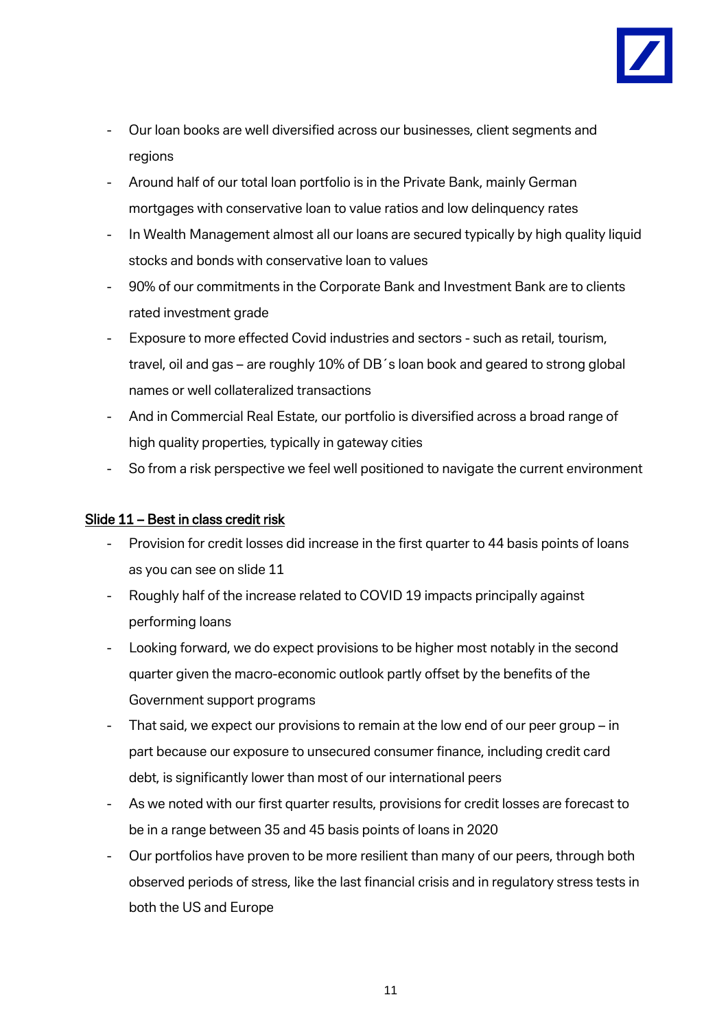- Our loan books are well diversified across our businesses, client segments and regions
- Around half of our total loan portfolio is in the Private Bank, mainly German mortgages with conservative loan to value ratios and low delinquency rates
- In Wealth Management almost all our loans are secured typically by high quality liquid stocks and bonds with conservative loan to values
- 90% of our commitments in the Corporate Bank and Investment Bank are to clients rated investment grade
- Exposure to more effected Covid industries and sectors - such as retail, tourism, travel, oil and gas – are roughly 10% of DB´s loan book and geared to strong global names or well collateralized transactions
- And in Commercial Real Estate, our portfolio is diversified across a broad range of high quality properties, typically in gateway cities
- So from a risk perspective we feel well positioned to navigate the current environment

<u>Slide 11 – Best in class credit risk</u>

- Provision for credit losses did increase in the first quarter to 44 basis points of loans as you can see on slide 11
- Roughly half of the increase related to COVID 19 impacts principally against performing loans
- Looking forward, we do expect provisions to be higher most notably in the second quarter given the macro-economic outlook partly offset by the benefits of the Government support programs
- That said, we expect our provisions to remain at the low end of our peer group – in part because our exposure to unsecured consumer finance, including credit card debt, is significantly lower than most of our international peers
- As we noted with our first quarter results, provisions for credit losses are forecast to be in a range between 35 and 45 basis points of loans in 2020
- Our portfolios have proven to be more resilient than many of our peers, through both observed periods of stress, like the last financial crisis and in regulatory stress tests in both the US and Europe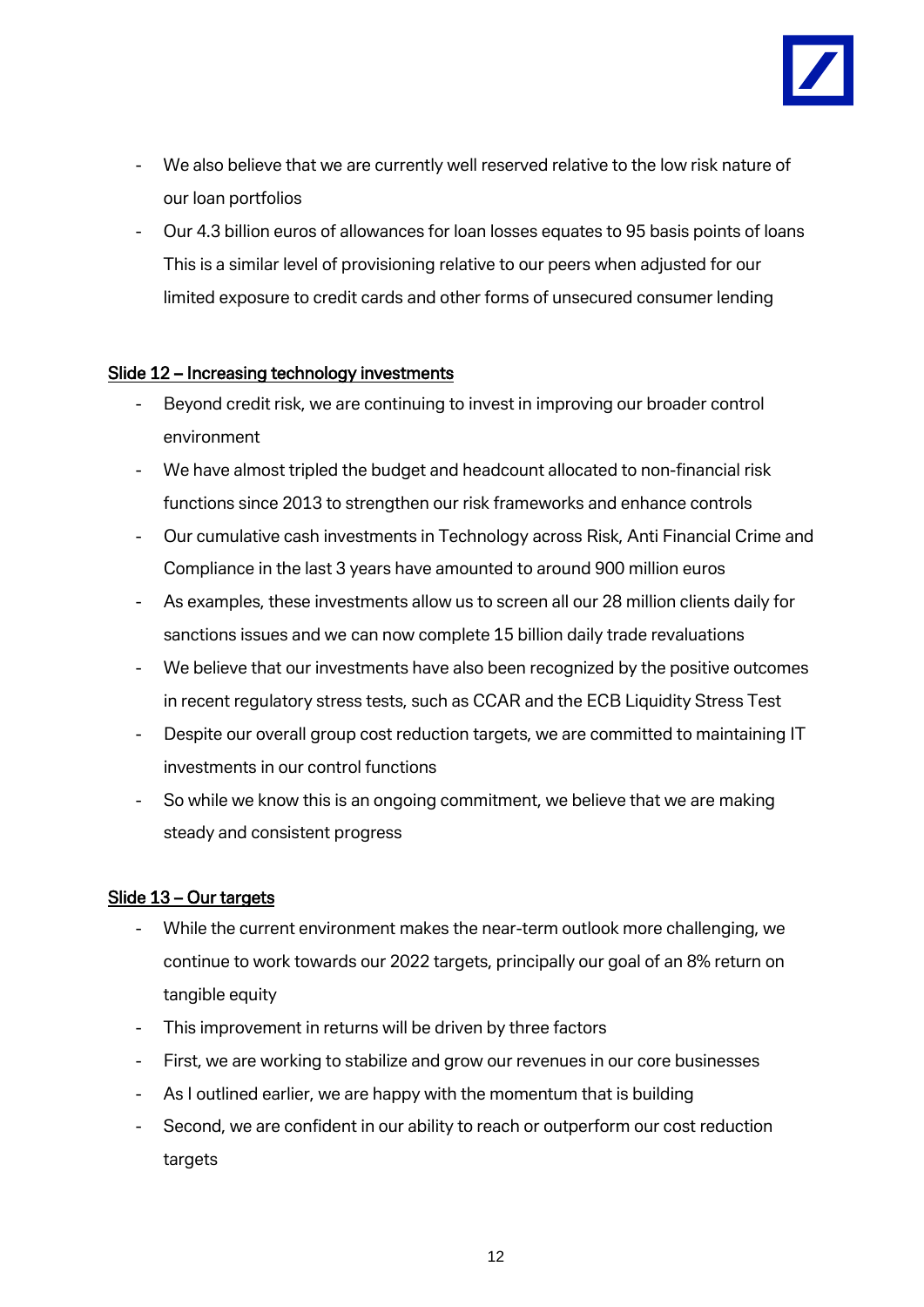- We also believe that we are currently well reserved relative to the low risk nature of our loan portfolios
- Our 4.3 billion euros of allowances for loan losses equates to 95 basis points of loans This is a similar level of provisioning relative to our peers when adjusted for our limited exposure to credit cards and other forms of unsecured consumer lending

<u>Slide 12 – Increasing technology investments</u>

- Beyond credit risk, we are continuing to invest in improving our broader control environment
- We have almost tripled the budget and headcount allocated to non-financial risk functions since 2013 to strengthen our risk frameworks and enhance controls
- Our cumulative cash investments in Technology across Risk, Anti Financial Crime and Compliance in the last 3 years have amounted to around 900 million euros
- As examples, these investments allow us to screen all our 28 million clients daily for sanctions issues and we can now complete 15 billion daily trade revaluations
- We believe that our investments have also been recognized by the positive outcomes in recent regulatory stress tests, such as CCAR and the ECB Liquidity Stress Test
- Despite our overall group cost reduction targets, we are committed to maintaining IT investments in our control functions
- So while we know this is an ongoing commitment, we believe that we are making steady and consistent progress

<u>Slide 13 – Our targets</u>

- While the current environment makes the near-term outlook more challenging, we continue to work towards our 2022 targets, principally our goal of an 8% return on tangible equity
- This improvement in returns will be driven by three factors
- First, we are working to stabilize and grow our revenues in our core businesses
- As I outlined earlier, we are happy with the momentum that is building
- Second, we are confident in our ability to reach or outperform our cost reduction targets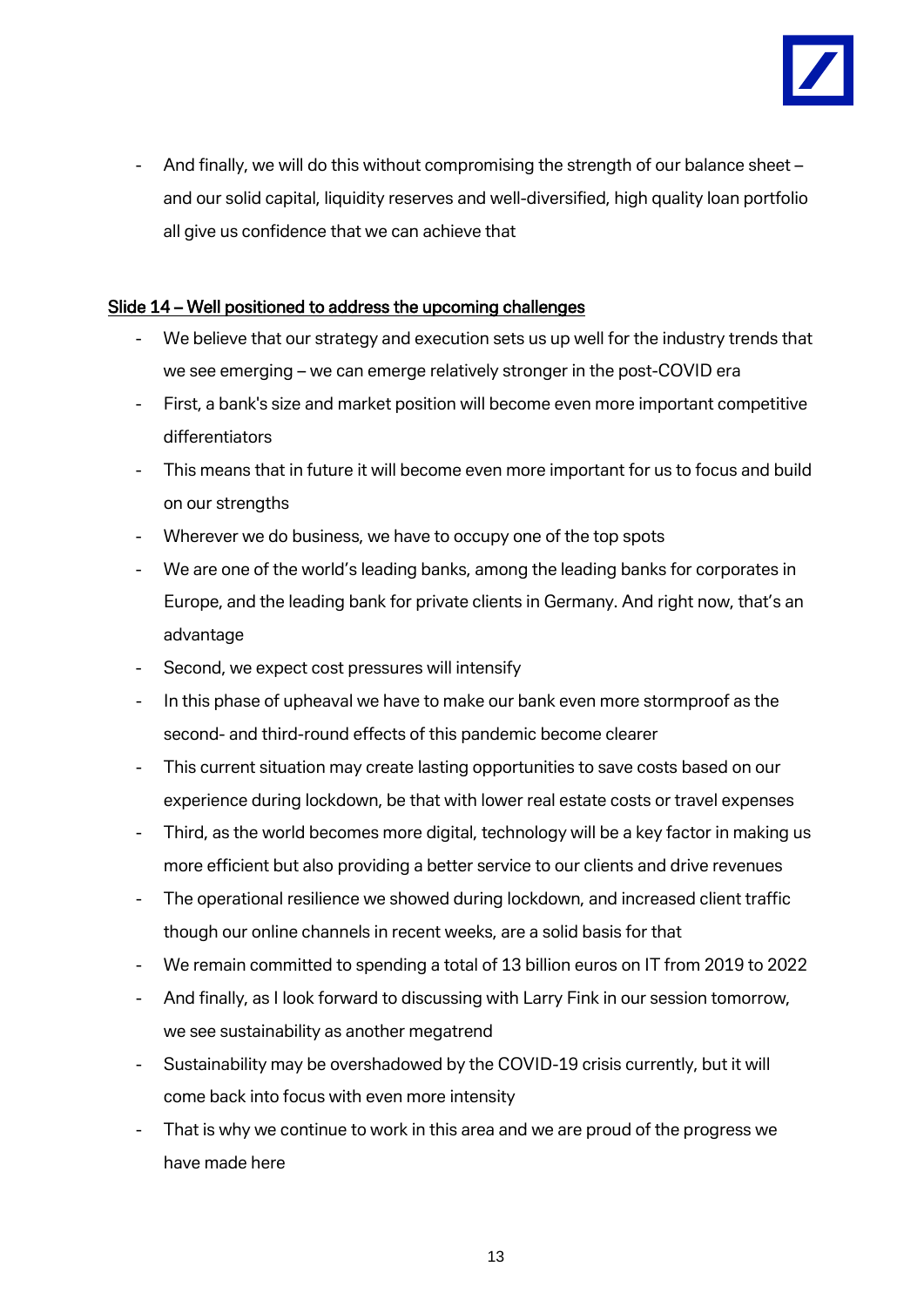- And finally, we will do this without compromising the strength of our balance sheet – and our solid capital, liquidity reserves and well-diversified, high quality loan portfolio all give us confidence that we can achieve that

<u>Slide 14 – Well positioned to address the upcoming challenges</u>

- We believe that our strategy and execution sets us up well for the industry trends that we see emerging – we can emerge relatively stronger in the post-COVID era
- First, a bank's size and market position will become even more important competitive differentiators
- This means that in future it will become even more important for us to focus and build on our strengths
- Wherever we do business, we have to occupy one of the top spots
- We are one of the world's leading banks, among the leading banks for corporates in Europe, and the leading bank for private clients in Germany. And right now, that's an advantage
- Second, we expect cost pressures will intensify
- In this phase of upheaval we have to make our bank even more stormproof as the second- and third-round effects of this pandemic become clearer
- This current situation may create lasting opportunities to save costs based on our experience during lockdown, be that with lower real estate costs or travel expenses
- Third, as the world becomes more digital, technology will be a key factor in making us more efficient but also providing a better service to our clients and drive revenues
- The operational resilience we showed during lockdown, and increased client traffic though our online channels in recent weeks, are a solid basis for that
- We remain committed to spending a total of 13 billion euros on IT from 2019 to 2022
- And finally, as I look forward to discussing with Larry Fink in our session tomorrow, we see sustainability as another megatrend
- Sustainability may be overshadowed by the COVID-19 crisis currently, but it will come back into focus with even more intensity
- That is why we continue to work in this area and we are proud of the progress we have made here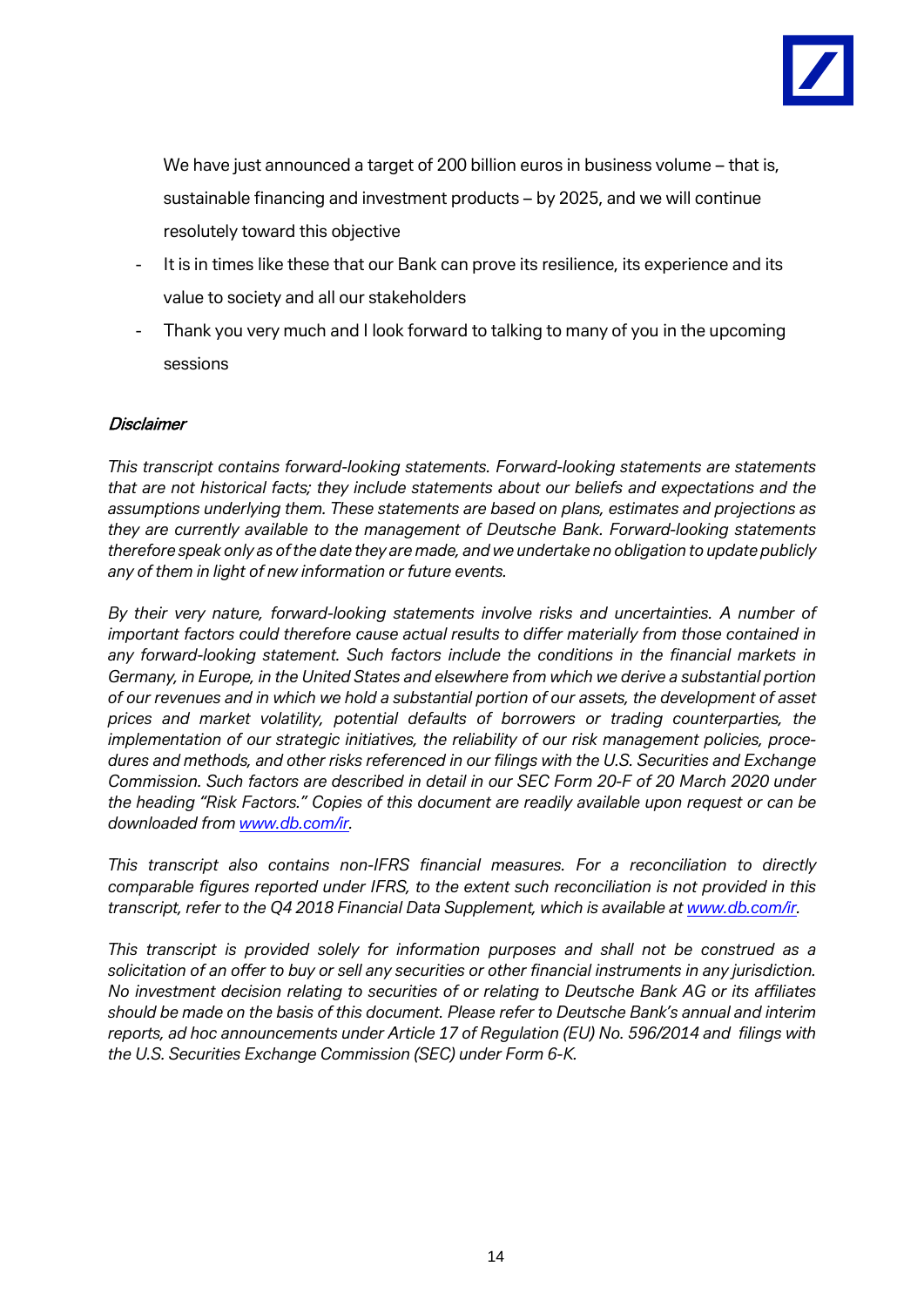We have just announced a target of 200 billion euros in business volume – that is, sustainable financing and investment products – by 2025, and we will continue resolutely toward this objective

- It is in times like these that our Bank can prove its resilience, its experience and its value to society and all our stakeholders
- Thank you very much and I look forward to talking to many of you in the upcoming sessions

***Disclaimer***

*This transcript contains forward-looking statements. Forward-looking statements are statements that are not historical facts; they include statements about our beliefs and expectations and the assumptions underlying them. These statements are based on plans, estimates and projections as they are currently available to the management of Deutsche Bank. Forward-looking statements therefore speak only as of the date they are made, and we undertake no obligation to update publicly any of them in light of new information or future events.*

*By their very nature, forward-looking statements involve risks and uncertainties. A number of important factors could therefore cause actual results to differ materially from those contained in any forward-looking statement. Such factors include the conditions in the financial markets in Germany, in Europe, in the United States and elsewhere from which we derive a substantial portion of our revenues and in which we hold a substantial portion of our assets, the development of asset prices and market volatility, potential defaults of borrowers or trading counterparties, the implementation of our strategic initiatives, the reliability of our risk management policies, procedures and methods, and other risks referenced in our filings with the U.S. Securities and Exchange Commission. Such factors are described in detail in our SEC Form 20-F of 20 March 2020 under the heading "Risk Factors." Copies of this document are readily available upon request or can be downloaded from www.db.com/ir.*

*This transcript also contains non-IFRS financial measures. For a reconciliation to directly comparable figures reported under IFRS, to the extent such reconciliation is not provided in this transcript, refer to the Q4 2018 Financial Data Supplement, which is available at www.db.com/ir.*

*This transcript is provided solely for information purposes and shall not be construed as a solicitation of an offer to buy or sell any securities or other financial instruments in any jurisdiction. No investment decision relating to securities of or relating to Deutsche Bank AG or its affiliates should be made on the basis of this document. Please refer to Deutsche Bank's annual and interim reports, ad hoc announcements under Article 17 of Regulation (EU) No. 596/2014 and filings with the U.S. Securities Exchange Commission (SEC) under Form 6-K.*